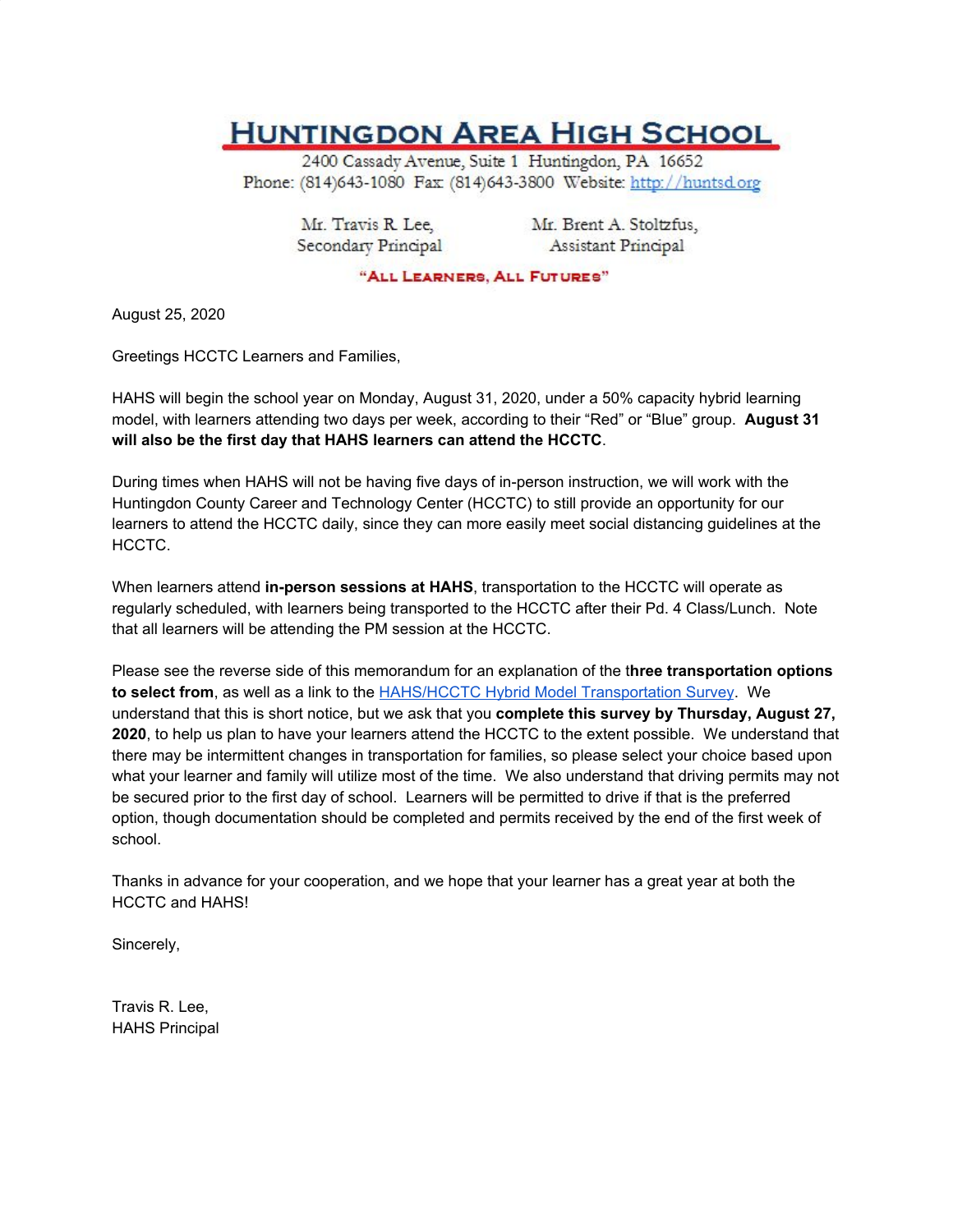# Huntingdon Area High School

2400 Cassady Avenue, Suite 1 Huntingdon, PA 16652
Phone: (814)643-1080 Fax: (814)643-3800 Website: http://huntsd.org

Mr. Travis R. Lee, Secondary Principal
Mr. Brent A. Stoltzfus, Assistant Principal

**"All Learners, All Futures"**

August 25, 2020

Greetings HCCTC Learners and Families,

HAHS will begin the school year on Monday, August 31, 2020, under a 50% capacity hybrid learning model, with learners attending two days per week, according to their "Red" or "Blue" group. **August 31 will also be the first day that HAHS learners can attend the HCCTC**.

During times when HAHS will not be having five days of in-person instruction, we will work with the Huntingdon County Career and Technology Center (HCCTC) to still provide an opportunity for our learners to attend the HCCTC daily, since they can more easily meet social distancing guidelines at the HCCTC.

When learners attend **in-person sessions at HAHS**, transportation to the HCCTC will operate as regularly scheduled, with learners being transported to the HCCTC after their Pd. 4 Class/Lunch. Note that all learners will be attending the PM session at the HCCTC.

Please see the reverse side of this memorandum for an explanation of the t**hree transportation options to select from**, as well as a link to the HAHS/HCCTC Hybrid Model Transportation Survey. We understand that this is short notice, but we ask that you **complete this survey by Thursday, August 27, 2020**, to help us plan to have your learners attend the HCCTC to the extent possible. We understand that there may be intermittent changes in transportation for families, so please select your choice based upon what your learner and family will utilize most of the time. We also understand that driving permits may not be secured prior to the first day of school. Learners will be permitted to drive if that is the preferred option, though documentation should be completed and permits received by the end of the first week of school.

Thanks in advance for your cooperation, and we hope that your learner has a great year at both the HCCTC and HAHS!

Sincerely,

Travis R. Lee,
HAHS Principal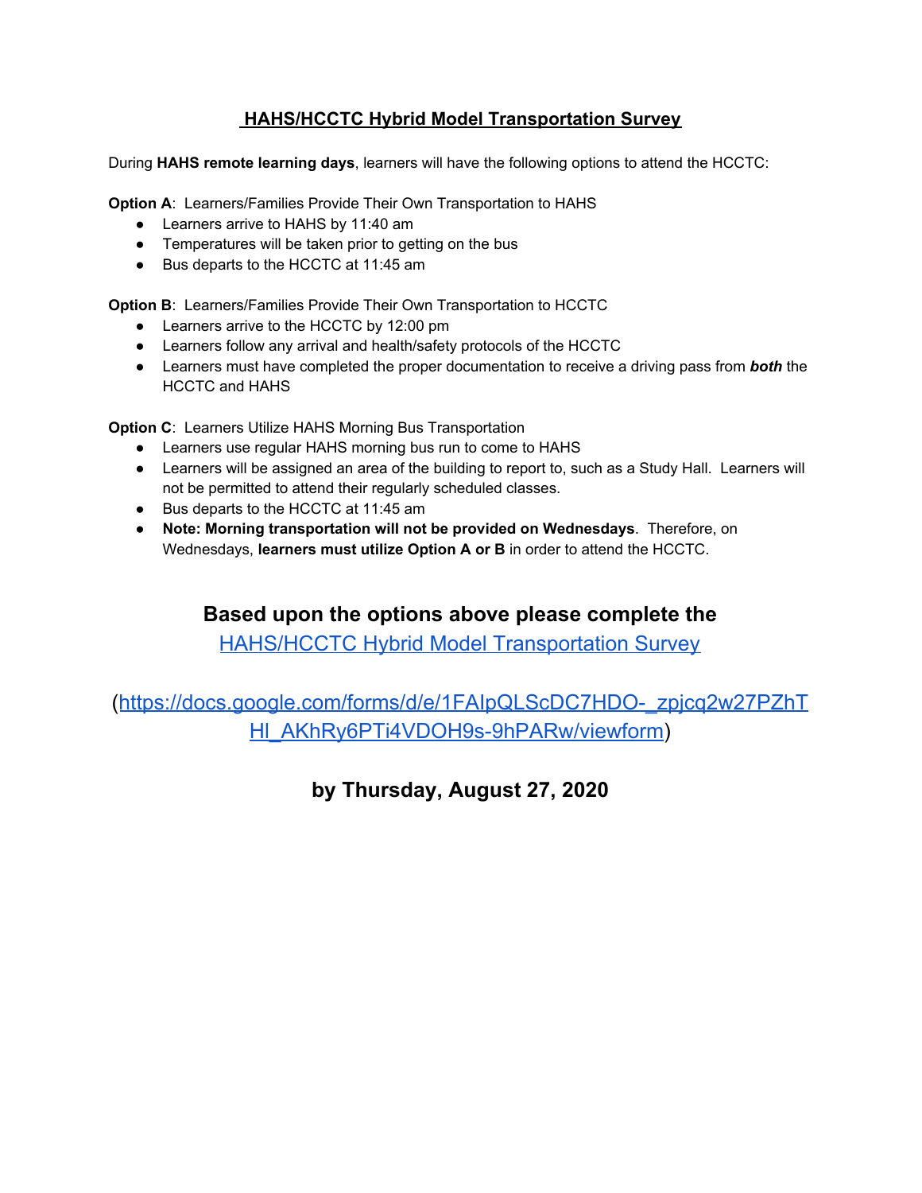## HAHS/HCCTC Hybrid Model Transportation Survey

During **HAHS remote learning days**, learners will have the following options to attend the HCCTC:

**Option A**: Learners/Families Provide Their Own Transportation to HAHS

- Learners arrive to HAHS by 11:40 am
- Temperatures will be taken prior to getting on the bus
- Bus departs to the HCCTC at 11:45 am

**Option B**: Learners/Families Provide Their Own Transportation to HCCTC

- Learners arrive to the HCCTC by 12:00 pm
- Learners follow any arrival and health/safety protocols of the HCCTC
- Learners must have completed the proper documentation to receive a driving pass from ***both*** the HCCTC and HAHS

**Option C**: Learners Utilize HAHS Morning Bus Transportation

- Learners use regular HAHS morning bus run to come to HAHS
- Learners will be assigned an area of the building to report to, such as a Study Hall. Learners will not be permitted to attend their regularly scheduled classes.
- Bus departs to the HCCTC at 11:45 am
- **Note: Morning transportation will not be provided on Wednesdays**. Therefore, on Wednesdays, **learners must utilize Option A or B** in order to attend the HCCTC.

### Based upon the options above please complete the [HAHS/HCCTC Hybrid Model Transportation Survey](https://docs.google.com/forms/d/e/1FAIpQLScDC7HDO-_zpjcq2w27PZhTHl_AKhRy6PTi4VDOH9s-9hPARw/viewform)

(https://docs.google.com/forms/d/e/1FAIpQLScDC7HDO-_zpjcq2w27PZhTHl_AKhRy6PTi4VDOH9s-9hPARw/viewform)

### by Thursday, August 27, 2020